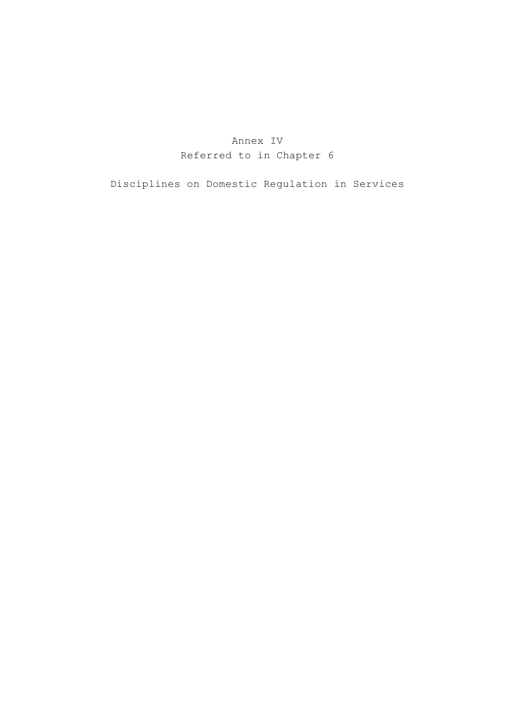# Annex IV

Referred to in Chapter 6

## Disciplines on Domestic Regulation in Services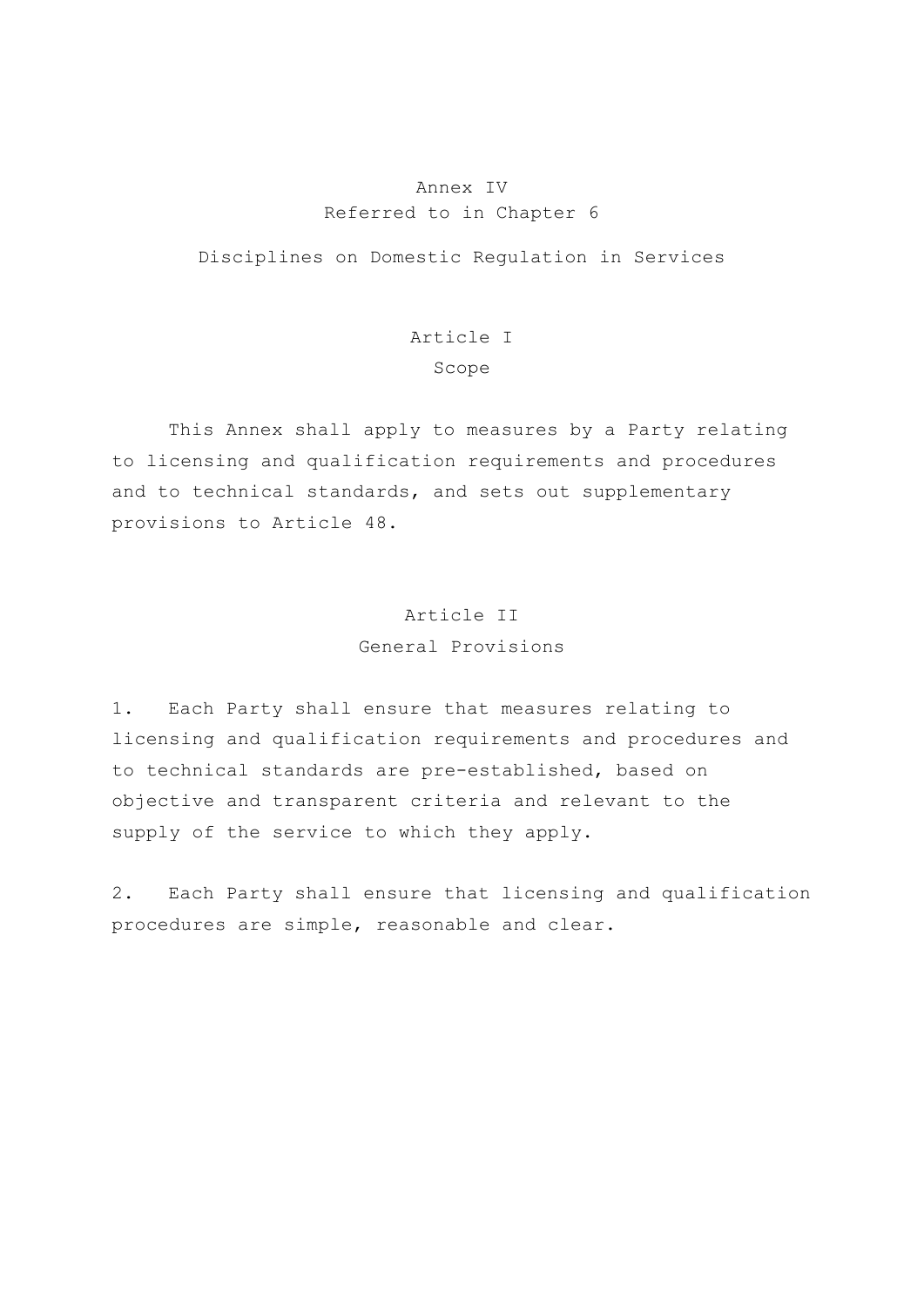# Annex IV
Referred to in Chapter 6

## Disciplines on Domestic Regulation in Services

### Article I
Scope

This Annex shall apply to measures by a Party relating to licensing and qualification requirements and procedures and to technical standards, and sets out supplementary provisions to Article 48.

### Article II
General Provisions

1. Each Party shall ensure that measures relating to licensing and qualification requirements and procedures and to technical standards are pre-established, based on objective and transparent criteria and relevant to the supply of the service to which they apply.

2. Each Party shall ensure that licensing and qualification procedures are simple, reasonable and clear.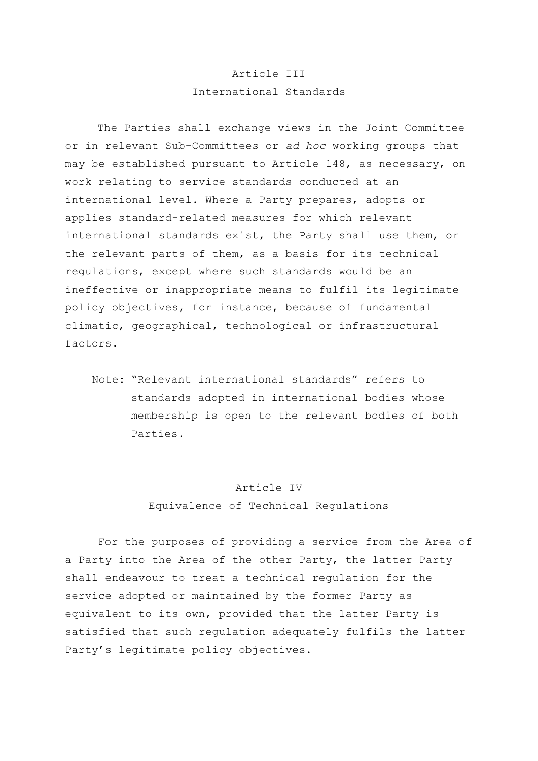## Article III
## International Standards

The Parties shall exchange views in the Joint Committee or in relevant Sub-Committees or *ad hoc* working groups that may be established pursuant to Article 148, as necessary, on work relating to service standards conducted at an international level. Where a Party prepares, adopts or applies standard-related measures for which relevant international standards exist, the Party shall use them, or the relevant parts of them, as a basis for its technical regulations, except where such standards would be an ineffective or inappropriate means to fulfil its legitimate policy objectives, for instance, because of fundamental climatic, geographical, technological or infrastructural factors.

Note: "Relevant international standards" refers to standards adopted in international bodies whose membership is open to the relevant bodies of both Parties.

## Article IV
## Equivalence of Technical Regulations

For the purposes of providing a service from the Area of a Party into the Area of the other Party, the latter Party shall endeavour to treat a technical regulation for the service adopted or maintained by the former Party as equivalent to its own, provided that the latter Party is satisfied that such regulation adequately fulfils the latter Party's legitimate policy objectives.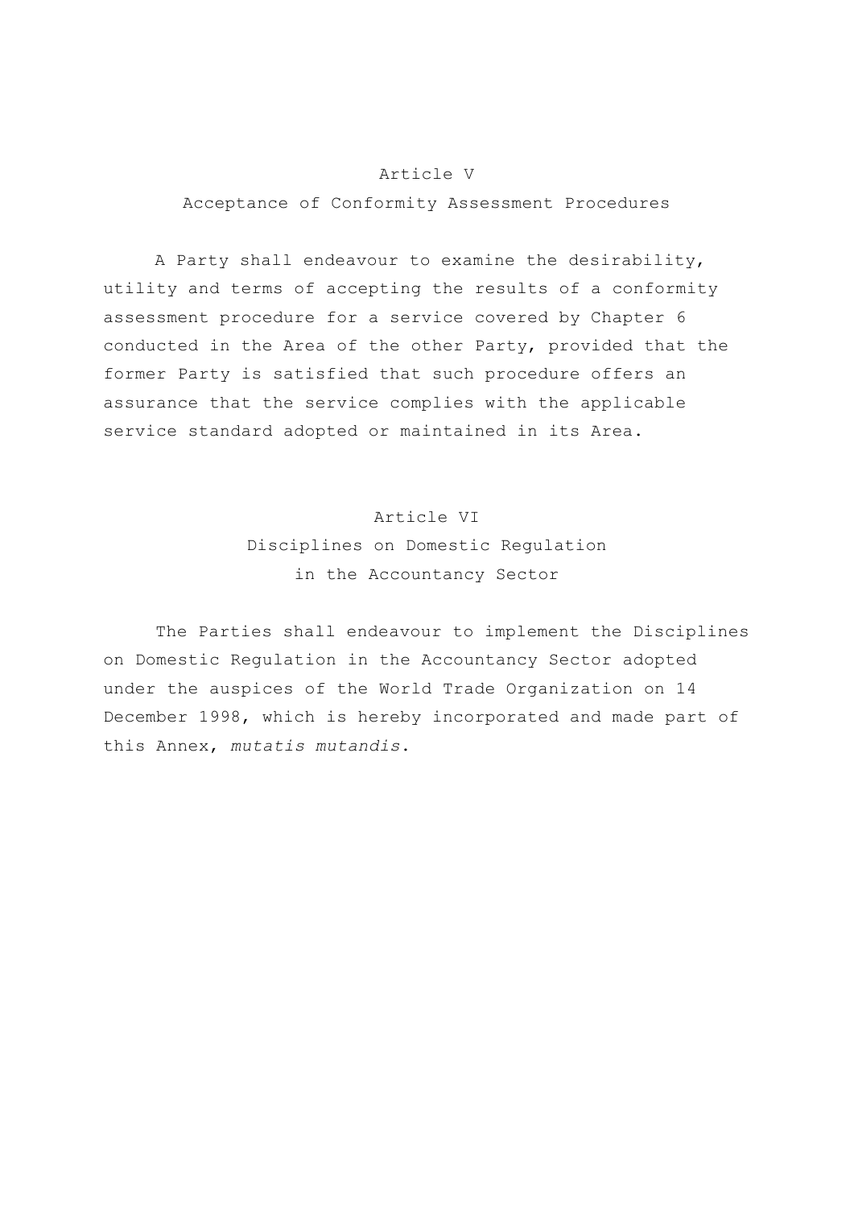## Article V

## Acceptance of Conformity Assessment Procedures

A Party shall endeavour to examine the desirability, utility and terms of accepting the results of a conformity assessment procedure for a service covered by Chapter 6 conducted in the Area of the other Party, provided that the former Party is satisfied that such procedure offers an assurance that the service complies with the applicable service standard adopted or maintained in its Area.

## Article VI

## Disciplines on Domestic Regulation in the Accountancy Sector

The Parties shall endeavour to implement the Disciplines on Domestic Regulation in the Accountancy Sector adopted under the auspices of the World Trade Organization on 14 December 1998, which is hereby incorporated and made part of this Annex, *mutatis mutandis*.